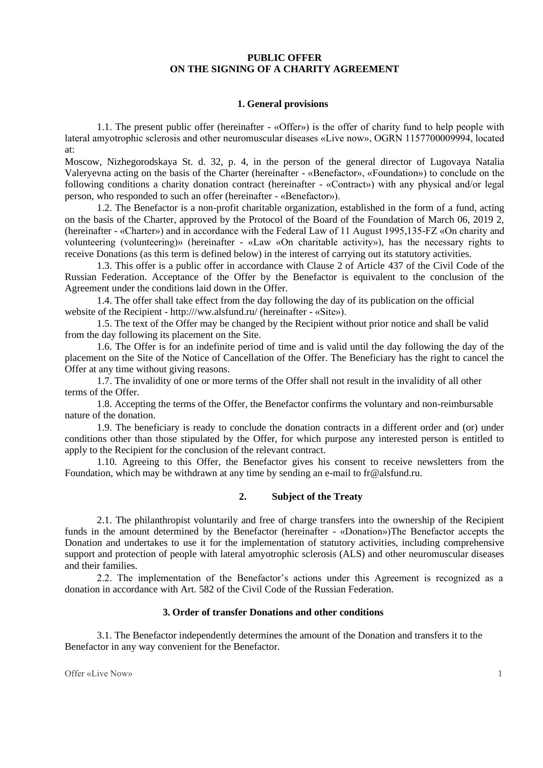**PUBLIC OFFER**
**ON THE SIGNING OF A CHARITY AGREEMENT**

## 1. General provisions

1.1. The present public offer (hereinafter - «Offer») is the offer of charity fund to help people with lateral amyotrophic sclerosis and other neuromuscular diseases «Live now», OGRN 1157700009994, located at:
Moscow, Nizhegorodskaya St. d. 32, p. 4, in the person of the general director of Lugovaya Natalia Valeryevna acting on the basis of the Charter (hereinafter - «Benefactor», «Foundation») to conclude on the following conditions a charity donation contract (hereinafter - «Contract») with any physical and/or legal person, who responded to such an offer (hereinafter - «Benefactor»).

1.2. The Benefactor is a non-profit charitable organization, established in the form of a fund, acting on the basis of the Charter, approved by the Protocol of the Board of the Foundation of March 06, 2019 2, (hereinafter - «Charter») and in accordance with the Federal Law of 11 August 1995,135-FZ «On charity and volunteering (volunteering)» (hereinafter - «Law «On charitable activity»), has the necessary rights to receive Donations (as this term is defined below) in the interest of carrying out its statutory activities.

1.3. This offer is a public offer in accordance with Clause 2 of Article 437 of the Civil Code of the Russian Federation. Acceptance of the Offer by the Benefactor is equivalent to the conclusion of the Agreement under the conditions laid down in the Offer.

1.4. The offer shall take effect from the day following the day of its publication on the official website of the Recipient - http:///ww.alsfund.ru/ (hereinafter - «Site»).

1.5. The text of the Offer may be changed by the Recipient without prior notice and shall be valid from the day following its placement on the Site.

1.6. The Offer is for an indefinite period of time and is valid until the day following the day of the placement on the Site of the Notice of Cancellation of the Offer. The Beneficiary has the right to cancel the Offer at any time without giving reasons.

1.7. The invalidity of one or more terms of the Offer shall not result in the invalidity of all other terms of the Offer.

1.8. Accepting the terms of the Offer, the Benefactor confirms the voluntary and non-reimbursable nature of the donation.

1.9. The beneficiary is ready to conclude the donation contracts in a different order and (or) under conditions other than those stipulated by the Offer, for which purpose any interested person is entitled to apply to the Recipient for the conclusion of the relevant contract.

1.10. Agreeing to this Offer, the Benefactor gives his consent to receive newsletters from the Foundation, which may be withdrawn at any time by sending an e-mail to fr@alsfund.ru.

## 2. Subject of the Treaty

2.1. The philanthropist voluntarily and free of charge transfers into the ownership of the Recipient funds in the amount determined by the Benefactor (hereinafter - «Donation»)The Benefactor accepts the Donation and undertakes to use it for the implementation of statutory activities, including comprehensive support and protection of people with lateral amyotrophic sclerosis (ALS) and other neuromuscular diseases and their families.

2.2. The implementation of the Benefactor's actions under this Agreement is recognized as a donation in accordance with Art. 582 of the Civil Code of the Russian Federation.

## 3. Order of transfer Donations and other conditions

3.1. The Benefactor independently determines the amount of the Donation and transfers it to the Benefactor in any way convenient for the Benefactor.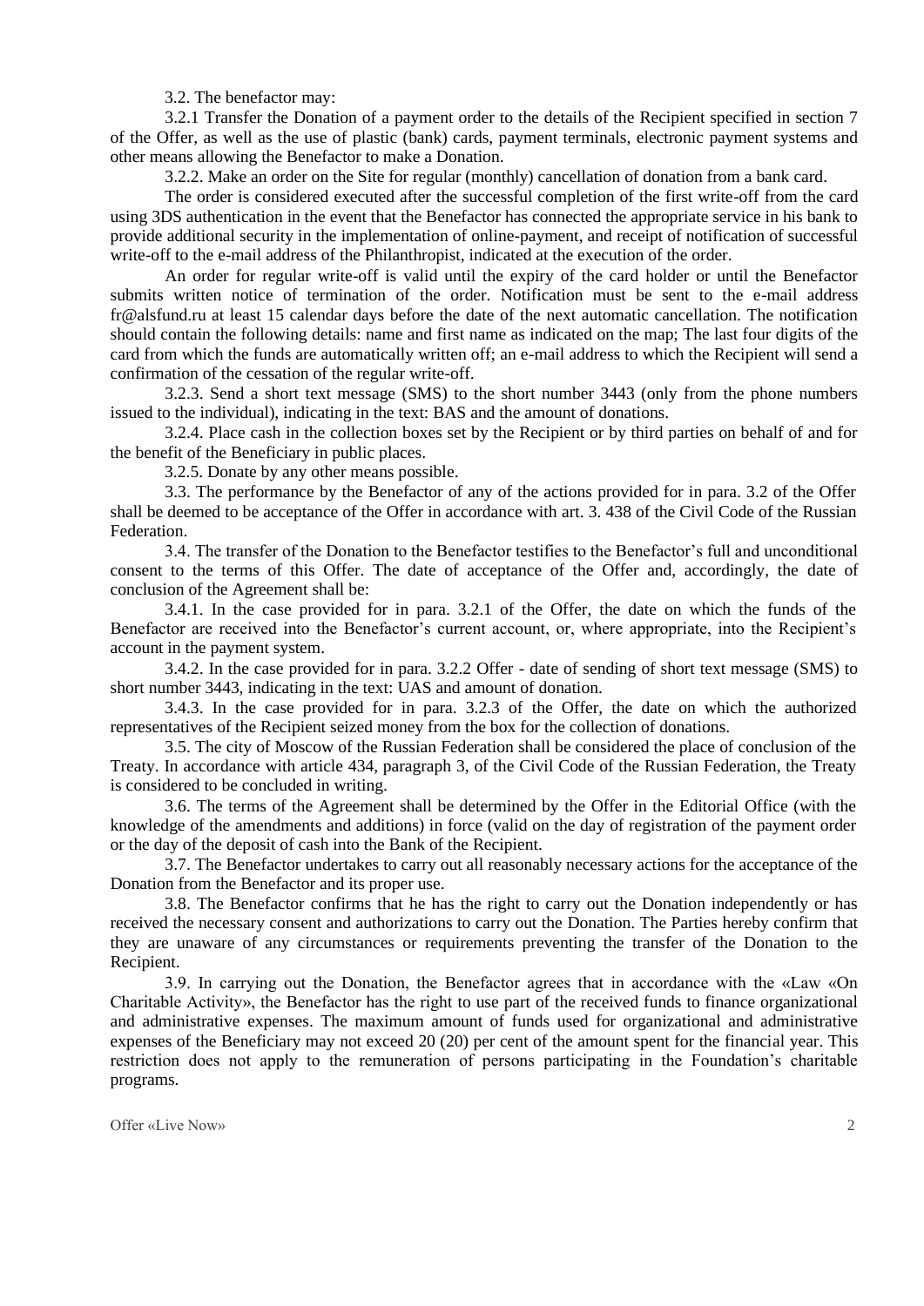3.2. The benefactor may:

3.2.1 Transfer the Donation of a payment order to the details of the Recipient specified in section 7 of the Offer, as well as the use of plastic (bank) cards, payment terminals, electronic payment systems and other means allowing the Benefactor to make a Donation.

3.2.2. Make an order on the Site for regular (monthly) cancellation of donation from a bank card.

The order is considered executed after the successful completion of the first write-off from the card using 3DS authentication in the event that the Benefactor has connected the appropriate service in his bank to provide additional security in the implementation of online-payment, and receipt of notification of successful write-off to the e-mail address of the Philanthropist, indicated at the execution of the order.

An order for regular write-off is valid until the expiry of the card holder or until the Benefactor submits written notice of termination of the order. Notification must be sent to the e-mail address fr@alsfund.ru at least 15 calendar days before the date of the next automatic cancellation. The notification should contain the following details: name and first name as indicated on the map; The last four digits of the card from which the funds are automatically written off; an e-mail address to which the Recipient will send a confirmation of the cessation of the regular write-off.

3.2.3. Send a short text message (SMS) to the short number 3443 (only from the phone numbers issued to the individual), indicating in the text: BAS and the amount of donations.

3.2.4. Place cash in the collection boxes set by the Recipient or by third parties on behalf of and for the benefit of the Beneficiary in public places.

3.2.5. Donate by any other means possible.

3.3. The performance by the Benefactor of any of the actions provided for in para. 3.2 of the Offer shall be deemed to be acceptance of the Offer in accordance with art. 3. 438 of the Civil Code of the Russian Federation.

3.4. The transfer of the Donation to the Benefactor testifies to the Benefactor's full and unconditional consent to the terms of this Offer. The date of acceptance of the Offer and, accordingly, the date of conclusion of the Agreement shall be:

3.4.1. In the case provided for in para. 3.2.1 of the Offer, the date on which the funds of the Benefactor are received into the Benefactor's current account, or, where appropriate, into the Recipient's account in the payment system.

3.4.2. In the case provided for in para. 3.2.2 Offer - date of sending of short text message (SMS) to short number 3443, indicating in the text: UAS and amount of donation.

3.4.3. In the case provided for in para. 3.2.3 of the Offer, the date on which the authorized representatives of the Recipient seized money from the box for the collection of donations.

3.5. The city of Moscow of the Russian Federation shall be considered the place of conclusion of the Treaty. In accordance with article 434, paragraph 3, of the Civil Code of the Russian Federation, the Treaty is considered to be concluded in writing.

3.6. The terms of the Agreement shall be determined by the Offer in the Editorial Office (with the knowledge of the amendments and additions) in force (valid on the day of registration of the payment order or the day of the deposit of cash into the Bank of the Recipient.

3.7. The Benefactor undertakes to carry out all reasonably necessary actions for the acceptance of the Donation from the Benefactor and its proper use.

3.8. The Benefactor confirms that he has the right to carry out the Donation independently or has received the necessary consent and authorizations to carry out the Donation. The Parties hereby confirm that they are unaware of any circumstances or requirements preventing the transfer of the Donation to the Recipient.

3.9. In carrying out the Donation, the Benefactor agrees that in accordance with the «Law «On Charitable Activity», the Benefactor has the right to use part of the received funds to finance organizational and administrative expenses. The maximum amount of funds used for organizational and administrative expenses of the Beneficiary may not exceed 20 (20) per cent of the amount spent for the financial year. This restriction does not apply to the remuneration of persons participating in the Foundation's charitable programs.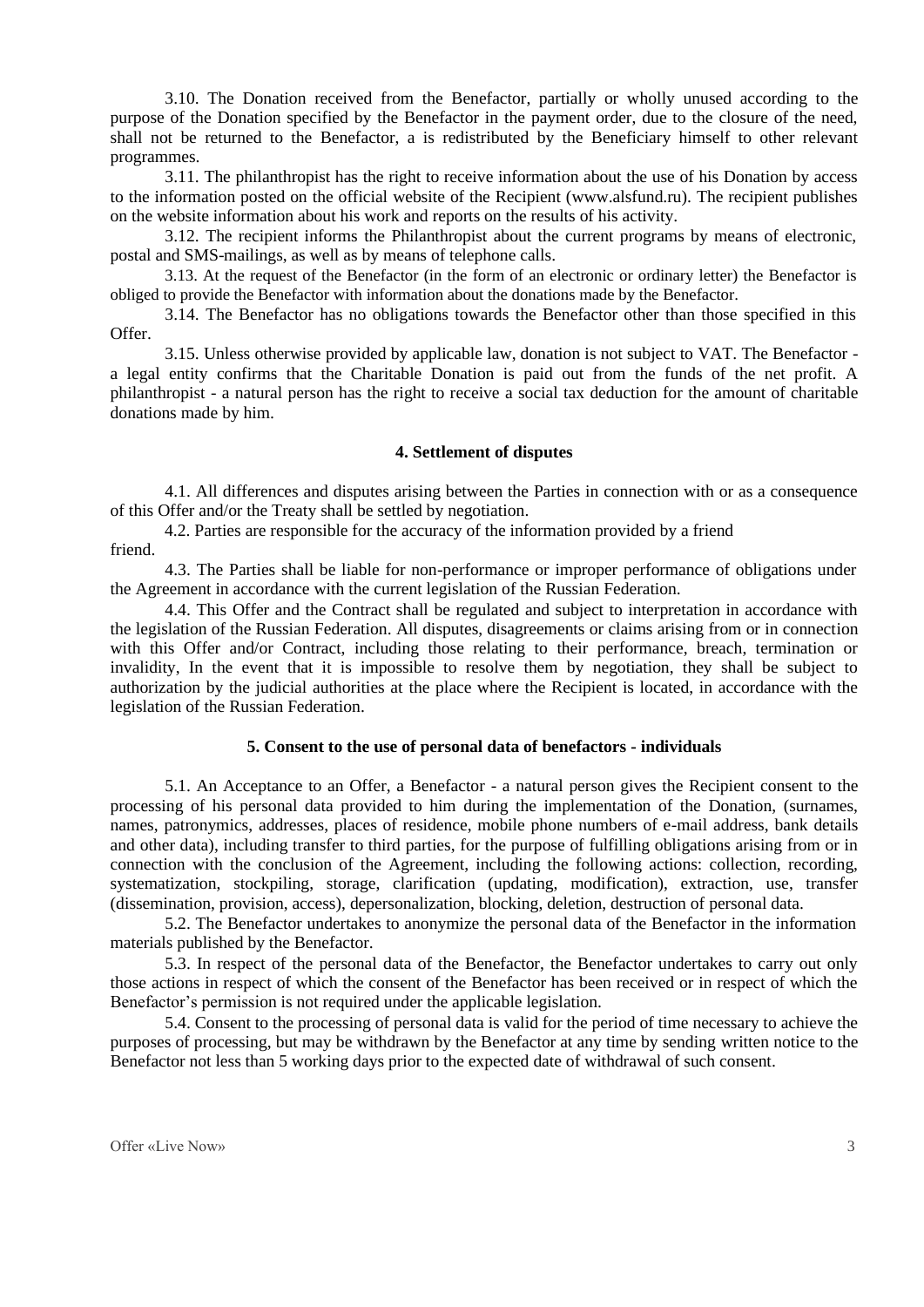3.10. The Donation received from the Benefactor, partially or wholly unused according to the purpose of the Donation specified by the Benefactor in the payment order, due to the closure of the need, shall not be returned to the Benefactor, a is redistributed by the Beneficiary himself to other relevant programmes.

3.11. The philanthropist has the right to receive information about the use of his Donation by access to the information posted on the official website of the Recipient (www.alsfund.ru). The recipient publishes on the website information about his work and reports on the results of his activity.

3.12. The recipient informs the Philanthropist about the current programs by means of electronic, postal and SMS-mailings, as well as by means of telephone calls.

3.13. At the request of the Benefactor (in the form of an electronic or ordinary letter) the Benefactor is obliged to provide the Benefactor with information about the donations made by the Benefactor.

3.14. The Benefactor has no obligations towards the Benefactor other than those specified in this Offer.

3.15. Unless otherwise provided by applicable law, donation is not subject to VAT. The Benefactor - a legal entity confirms that the Charitable Donation is paid out from the funds of the net profit. A philanthropist - a natural person has the right to receive a social tax deduction for the amount of charitable donations made by him.

#### 4. Settlement of disputes

4.1. All differences and disputes arising between the Parties in connection with or as a consequence of this Offer and/or the Treaty shall be settled by negotiation.

4.2. Parties are responsible for the accuracy of the information provided by a friend friend.

4.3. The Parties shall be liable for non-performance or improper performance of obligations under the Agreement in accordance with the current legislation of the Russian Federation.

4.4. This Offer and the Contract shall be regulated and subject to interpretation in accordance with the legislation of the Russian Federation. All disputes, disagreements or claims arising from or in connection with this Offer and/or Contract, including those relating to their performance, breach, termination or invalidity, In the event that it is impossible to resolve them by negotiation, they shall be subject to authorization by the judicial authorities at the place where the Recipient is located, in accordance with the legislation of the Russian Federation.

#### 5. Consent to the use of personal data of benefactors - individuals

5.1. An Acceptance to an Offer, a Benefactor - a natural person gives the Recipient consent to the processing of his personal data provided to him during the implementation of the Donation, (surnames, names, patronymics, addresses, places of residence, mobile phone numbers of e-mail address, bank details and other data), including transfer to third parties, for the purpose of fulfilling obligations arising from or in connection with the conclusion of the Agreement, including the following actions: collection, recording, systematization, stockpiling, storage, clarification (updating, modification), extraction, use, transfer (dissemination, provision, access), depersonalization, blocking, deletion, destruction of personal data.

5.2. The Benefactor undertakes to anonymize the personal data of the Benefactor in the information materials published by the Benefactor.

5.3. In respect of the personal data of the Benefactor, the Benefactor undertakes to carry out only those actions in respect of which the consent of the Benefactor has been received or in respect of which the Benefactor's permission is not required under the applicable legislation.

5.4. Consent to the processing of personal data is valid for the period of time necessary to achieve the purposes of processing, but may be withdrawn by the Benefactor at any time by sending written notice to the Benefactor not less than 5 working days prior to the expected date of withdrawal of such consent.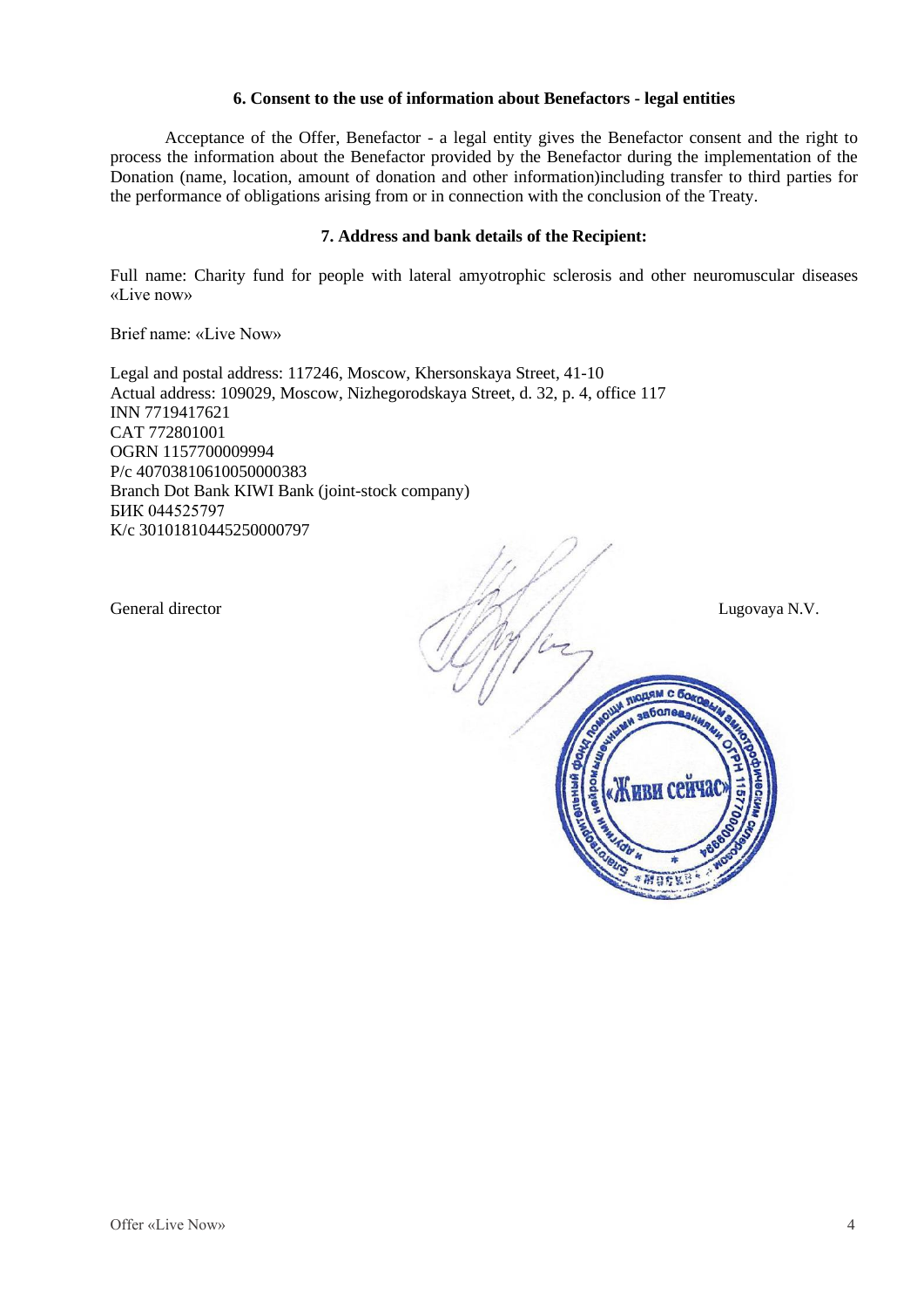### 6. Consent to the use of information about Benefactors - legal entities

Acceptance of the Offer, Benefactor - a legal entity gives the Benefactor consent and the right to process the information about the Benefactor provided by the Benefactor during the implementation of the Donation (name, location, amount of donation and other information)including transfer to third parties for the performance of obligations arising from or in connection with the conclusion of the Treaty.

### 7. Address and bank details of the Recipient:

Full name: Charity fund for people with lateral amyotrophic sclerosis and other neuromuscular diseases «Live now»

Brief name: «Live Now»

Legal and postal address: 117246, Moscow, Khersonskaya Street, 41-10
Actual address: 109029, Moscow, Nizhegorodskaya Street, d. 32, p. 4, office 117
INN 7719417621
CAT 772801001
OGRN 1157700009994
P/c 40703810610050000383
Branch Dot Bank KIWI Bank (joint-stock company)
БИК 044525797
K/c 30101810445250000797

General director Lugovaya N.V.